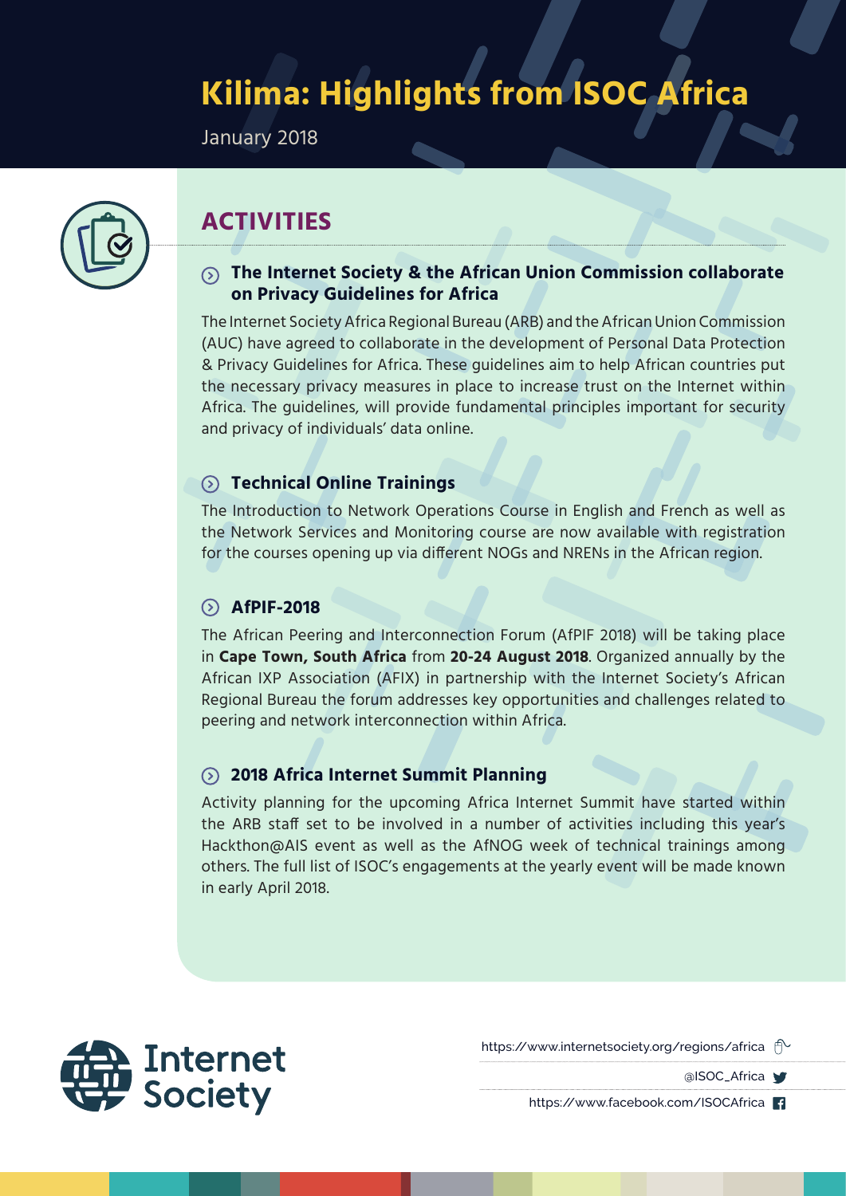# Kilima: Highlights from ISOC Africa

January 2018

## ACTIVITIES

### The Internet Society & the African Union Commission collaborate on Privacy Guidelines for Africa

The Internet Society Africa Regional Bureau (ARB) and the African Union Commission (AUC) have agreed to collaborate in the development of Personal Data Protection & Privacy Guidelines for Africa. These guidelines aim to help African countries put the necessary privacy measures in place to increase trust on the Internet within Africa. The guidelines, will provide fundamental principles important for security and privacy of individuals' data online.

### Technical Online Trainings

The Introduction to Network Operations Course in English and French as well as the Network Services and Monitoring course are now available with registration for the courses opening up via different NOGs and NRENs in the African region.

### AfPIF-2018

The African Peering and Interconnection Forum (AfPIF 2018) will be taking place in **Cape Town, South Africa** from **20-24 August 2018**. Organized annually by the African IXP Association (AFIX) in partnership with the Internet Society's African Regional Bureau the forum addresses key opportunities and challenges related to peering and network interconnection within Africa.

### 2018 Africa Internet Summit Planning

Activity planning for the upcoming Africa Internet Summit have started within the ARB staff set to be involved in a number of activities including this year's Hackthon@AIS event as well as the AfNOG week of technical trainings among others. The full list of ISOC's engagements at the yearly event will be made known in early April 2018.

Internet Society

https://www.internetsociety.org/regions/africa

@ISOC_Africa

https://www.facebook.com/ISOCAfrica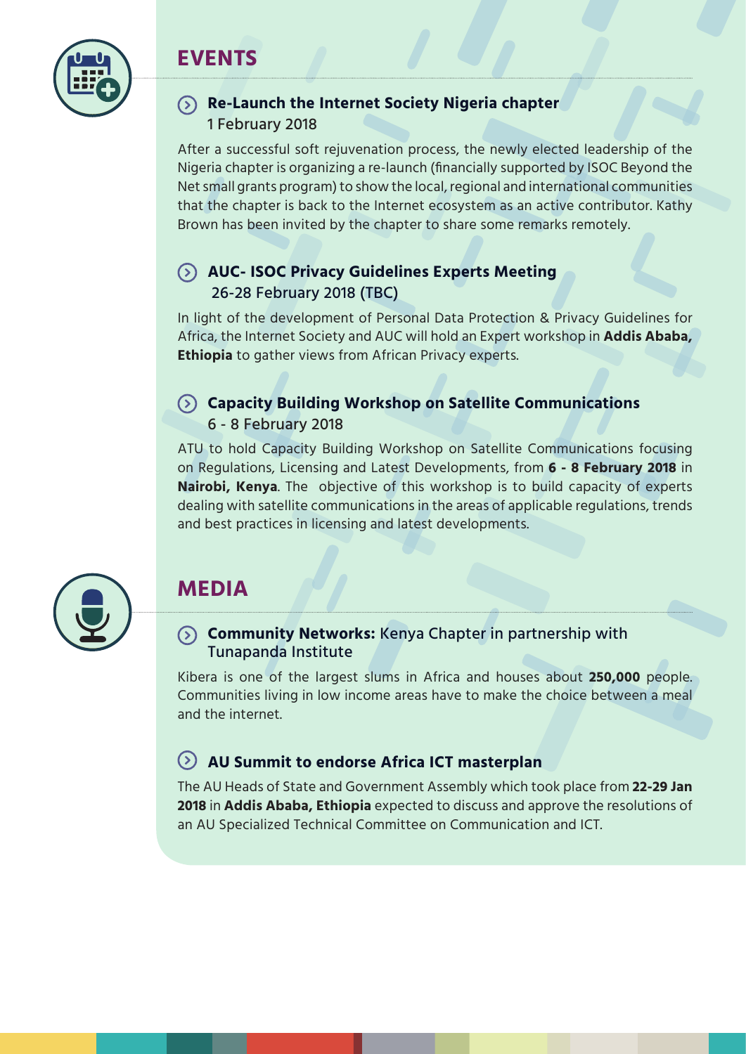## EVENTS

### Re-Launch the Internet Society Nigeria chapter

1 February 2018

After a successful soft rejuvenation process, the newly elected leadership of the Nigeria chapter is organizing a re-launch (financially supported by ISOC Beyond the Net small grants program) to show the local, regional and international communities that the chapter is back to the Internet ecosystem as an active contributor. Kathy Brown has been invited by the chapter to share some remarks remotely.

### AUC- ISOC Privacy Guidelines Experts Meeting

26-28 February 2018 (TBC)

In light of the development of Personal Data Protection & Privacy Guidelines for Africa, the Internet Society and AUC will hold an Expert workshop in **Addis Ababa, Ethiopia** to gather views from African Privacy experts.

### Capacity Building Workshop on Satellite Communications

6 - 8 February 2018

ATU to hold Capacity Building Workshop on Satellite Communications focusing on Regulations, Licensing and Latest Developments, from **6 - 8 February 2018** in **Nairobi, Kenya**. The objective of this workshop is to build capacity of experts dealing with satellite communications in the areas of applicable regulations, trends and best practices in licensing and latest developments.

## MEDIA

### **Community Networks:** Kenya Chapter in partnership with Tunapanda Institute

Kibera is one of the largest slums in Africa and houses about **250,000** people. Communities living in low income areas have to make the choice between a meal and the internet.

### AU Summit to endorse Africa ICT masterplan

The AU Heads of State and Government Assembly which took place from **22-29 Jan 2018** in **Addis Ababa, Ethiopia** expected to discuss and approve the resolutions of an AU Specialized Technical Committee on Communication and ICT.